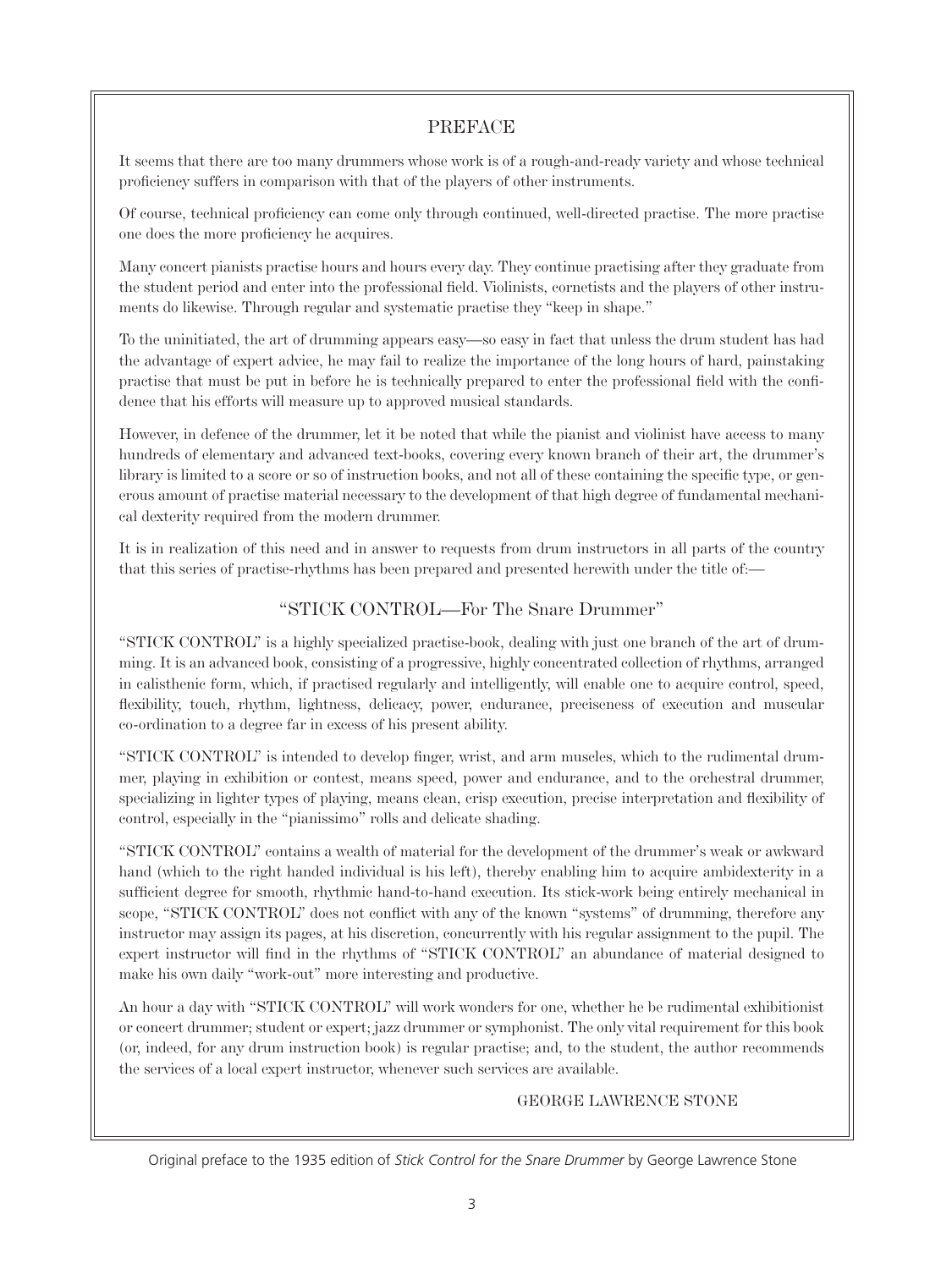# PREFACE

It seems that there are too many drummers whose work is of a rough-and-ready variety and whose technical proficiency suffers in comparison with that of the players of other instruments.

Of course, technical proficiency can come only through continued, well-directed practise. The more practise one does the more proficiency he acquires.

Many concert pianists practise hours and hours every day. They continue practising after they graduate from the student period and enter into the professional field. Violinists, cornetists and the players of other instruments do likewise. Through regular and systematic practise they "keep in shape."

To the uninitiated, the art of drumming appears easy—so easy in fact that unless the drum student has had the advantage of expert advice, he may fail to realize the importance of the long hours of hard, painstaking practise that must be put in before he is technically prepared to enter the professional field with the confidence that his efforts will measure up to approved musical standards.

However, in defence of the drummer, let it be noted that while the pianist and violinist have access to many hundreds of elementary and advanced text-books, covering every known branch of their art, the drummer's library is limited to a score or so of instruction books, and not all of these containing the specific type, or generous amount of practise material necessary to the development of that high degree of fundamental mechanical dexterity required from the modern drummer.

It is in realization of this need and in answer to requests from drum instructors in all parts of the country that this series of practise-rhythms has been prepared and presented herewith under the title of:—

## "STICK CONTROL—For The Snare Drummer"

"STICK CONTROL" is a highly specialized practise-book, dealing with just one branch of the art of drumming. It is an advanced book, consisting of a progressive, highly concentrated collection of rhythms, arranged in calisthenic form, which, if practised regularly and intelligently, will enable one to acquire control, speed, flexibility, touch, rhythm, lightness, delicacy, power, endurance, preciseness of execution and muscular co-ordination to a degree far in excess of his present ability.

"STICK CONTROL" is intended to develop finger, wrist, and arm muscles, which to the rudimental drummer, playing in exhibition or contest, means speed, power and endurance, and to the orchestral drummer, specializing in lighter types of playing, means clean, crisp execution, precise interpretation and flexibility of control, especially in the "pianissimo" rolls and delicate shading.

"STICK CONTROL" contains a wealth of material for the development of the drummer's weak or awkward hand (which to the right handed individual is his left), thereby enabling him to acquire ambidexterity in a sufficient degree for smooth, rhythmic hand-to-hand execution. Its stick-work being entirely mechanical in scope, "STICK CONTROL" does not conflict with any of the known "systems" of drumming, therefore any instructor may assign its pages, at his discretion, concurrently with his regular assignment to the pupil. The expert instructor will find in the rhythms of "STICK CONTROL" an abundance of material designed to make his own daily "work-out" more interesting and productive.

An hour a day with "STICK CONTROL" will work wonders for one, whether he be rudimental exhibitionist or concert drummer; student or expert; jazz drummer or symphonist. The only vital requirement for this book (or, indeed, for any drum instruction book) is regular practise; and, to the student, the author recommends the services of a local expert instructor, whenever such services are available.

GEORGE LAWRENCE STONE

Original preface to the 1935 edition of *Stick Control for the Snare Drummer* by George Lawrence Stone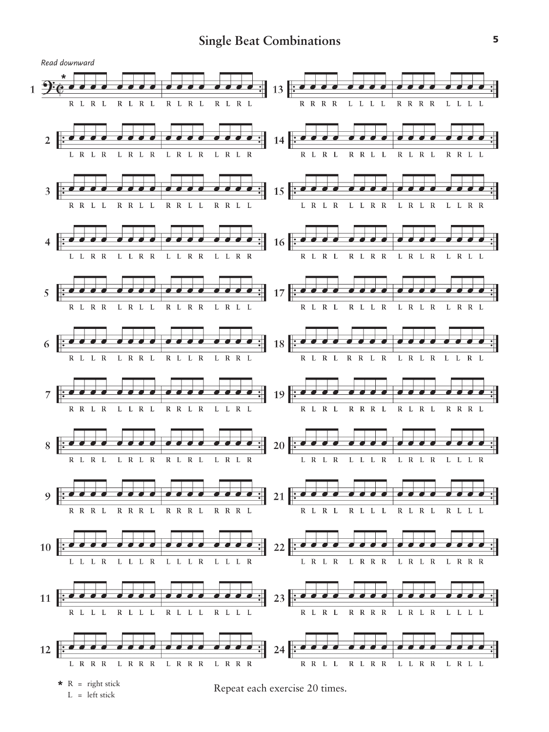# Single Beat Combinations

*Read downward*

1. R L R L  R L R L  R L R L  R L R L
2. L R L R  L R L R  L R L R  L R L R
3. R R L L  R R L L  R R L L  R R L L
4. L L R R  L L R R  L L R R  L L R R
5. R L R R  L R L L  R L R R  L R L L
6. R L L R  L R R L  R L L R  L R R L
7. R R L R  L L R L  R R L R  L L R L
8. R L R L  L R L R  R L R L  L R L R
9. R R R L  R R R L  R R R L  R R R L
10. L L L R  L L L R  L L L R  L L L R
11. R L L L  R L L L  R L L L  R L L L
12. L R R R  L R R R  L R R R  L R R R
13. R R R R  L L L L  R R R R  L L L L
14. R L R L  R R L L  R L R L  R R L L
15. L R L R  L L R R  L R L R  L L R R
16. R L R L  R L R R  L R L R  L R L L
17. R L R L  R L L R  L R L R  L R R L
18. R L R L  R R L R  L R L R  L L R L
19. R L R L  R R R L  R L R L  R R R L
20. L R L R  L L L R  L R L R  L L L R
21. R L R L  R L L L  R L R L  R L L L
22. L R L R  L R R R  L R L R  L R R R
23. R L R L  R R R R  L R L R  L L L L
24. R R L L  R L R R  L L R R  L R L L

\* R = right stick
L = left stick

Repeat each exercise 20 times.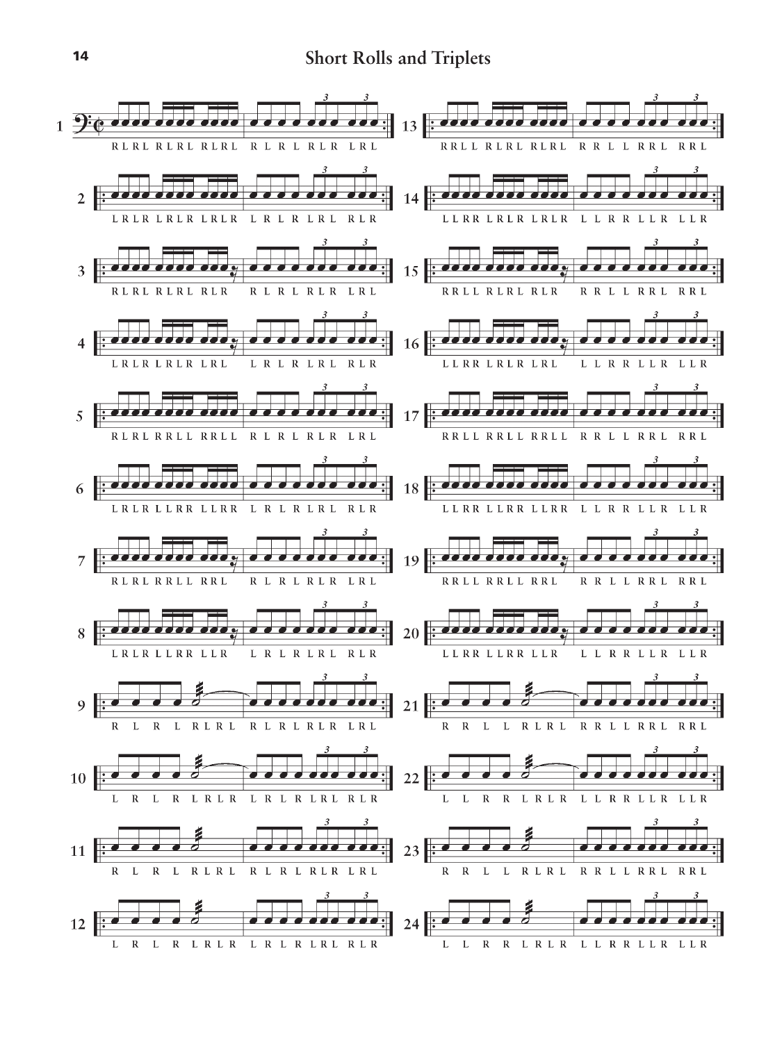# Short Rolls and Triplets

1 R L R L R L R L R L R L R L R L R L R L R L

2 L R L R L R L R L R L R L R L R L R L R L R

3 R L R L R L R L R L R R L R L R L R L R L

4 L R L R L R L R L R L L R L R L R L R L R

5 R L R L R R L L R R L L R L R L R L R L R L

6 L R L R L L R R L L R R L R L R L R L R L R

7 R L R L R R L L R R L R L R L R L R L R L

8 L R L R L L R R L L R L R L R L R L R L R

9 R L R L R L R L R L R L R L R L R L

10 L R L R L R L R L R L R L R L R L R

11 R L R L R L R L R L R L R L R L R L

12 L R L R L R L R L R L R L R L R L R

13 R R L L R L R L R L R L R R L L R R L R R L

14 L L R R L R L R L R L R L L R R L L R L L R

15 R R L L R L R L R L R R R L L R R L R R L

16 L L R R L R L R L R L L L R R L L R L L R

17 R R L L R R L L R R L L R R L L R R L R R L

18 L L R R L L R R L L R R L L R R L L R L L R

19 R R L L R R L L R R L R R L L R R L R R L

20 L L R R L L R R L L R L L R R L L R L L R

21 R R L L R L R L R R L L R R L R R L

22 L L R R L R L R L L R R L L R L L R

23 R R L L R L R L R R L L R R L R R L

24 L L R R L R L R L L R R L L R L L R